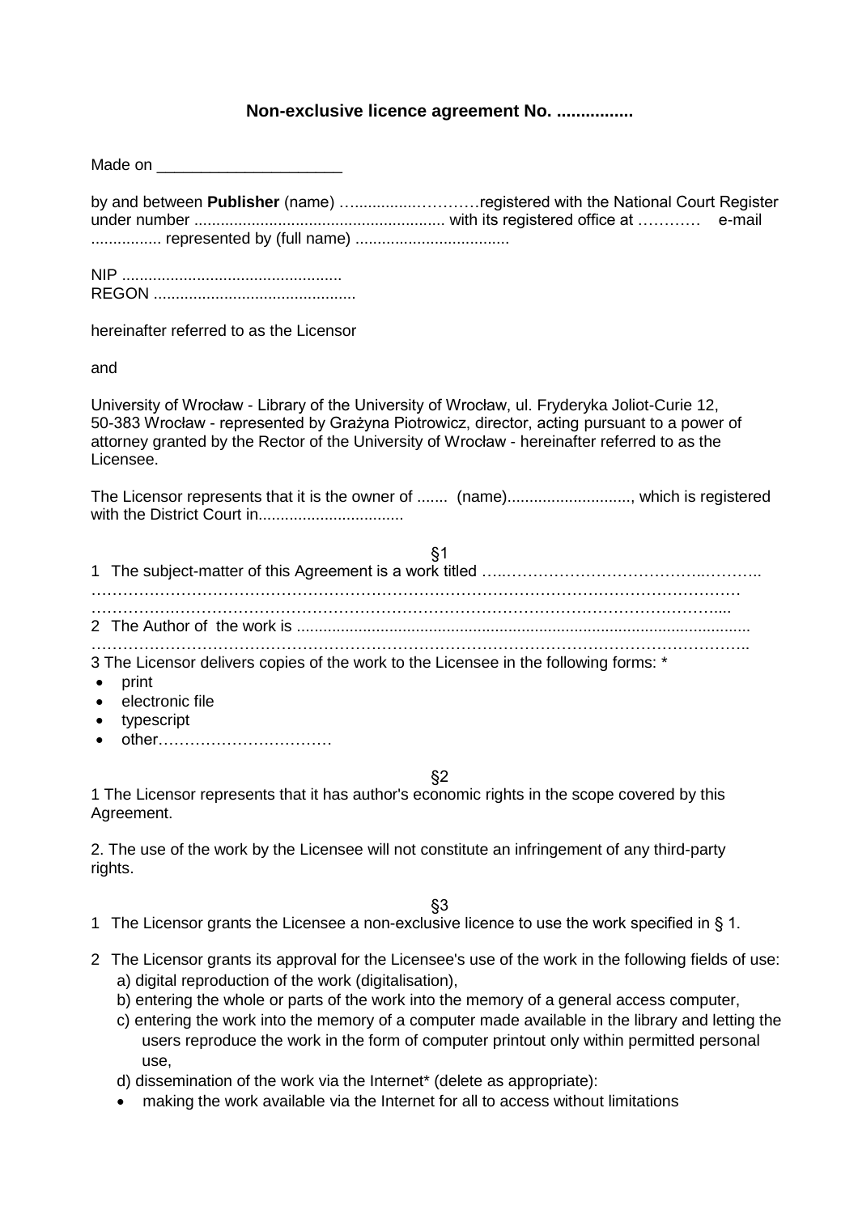## Non-exclusive licence agreement No. ................

Made on _____________________

by and between **Publisher** (name) …...........…………registered with the National Court Register under number ......................................................... with its registered office at ………… e-mail ................ represented by (full name) ...................................

NIP ..................................................
REGON .............................................

hereinafter referred to as the Licensor

and

University of Wrocław - Library of the University of Wrocław, ul. Fryderyka Joliot-Curie 12, 50-383 Wrocław - represented by Grażyna Piotrowicz, director, acting pursuant to a power of attorney granted by the Rector of the University of Wrocław - hereinafter referred to as the Licensee.

The Licensor represents that it is the owner of ....... (name)............................, which is registered with the District Court in.................................

§1

1 The subject-matter of this Agreement is a work titled …..………………………………..………..
……………………………………………………………………………………………………….
…………………………………………………………………………………………………....

2 The Author of the work is .......................................................................................................
………………………………………………………………………………………………………..

3 The Licensor delivers copies of the work to the Licensee in the following forms: *

- print
- electronic file
- typescript
- other……………………………

§2

1 The Licensor represents that it has author's economic rights in the scope covered by this Agreement.

2. The use of the work by the Licensee will not constitute an infringement of any third-party rights.

§3

1 The Licensor grants the Licensee a non-exclusive licence to use the work specified in § 1.

2 The Licensor grants its approval for the Licensee's use of the work in the following fields of use:
   a) digital reproduction of the work (digitalisation),
   b) entering the whole or parts of the work into the memory of a general access computer,
   c) entering the work into the memory of a computer made available in the library and letting the users reproduce the work in the form of computer printout only within permitted personal use,
   d) dissemination of the work via the Internet* (delete as appropriate):
   - making the work available via the Internet for all to access without limitations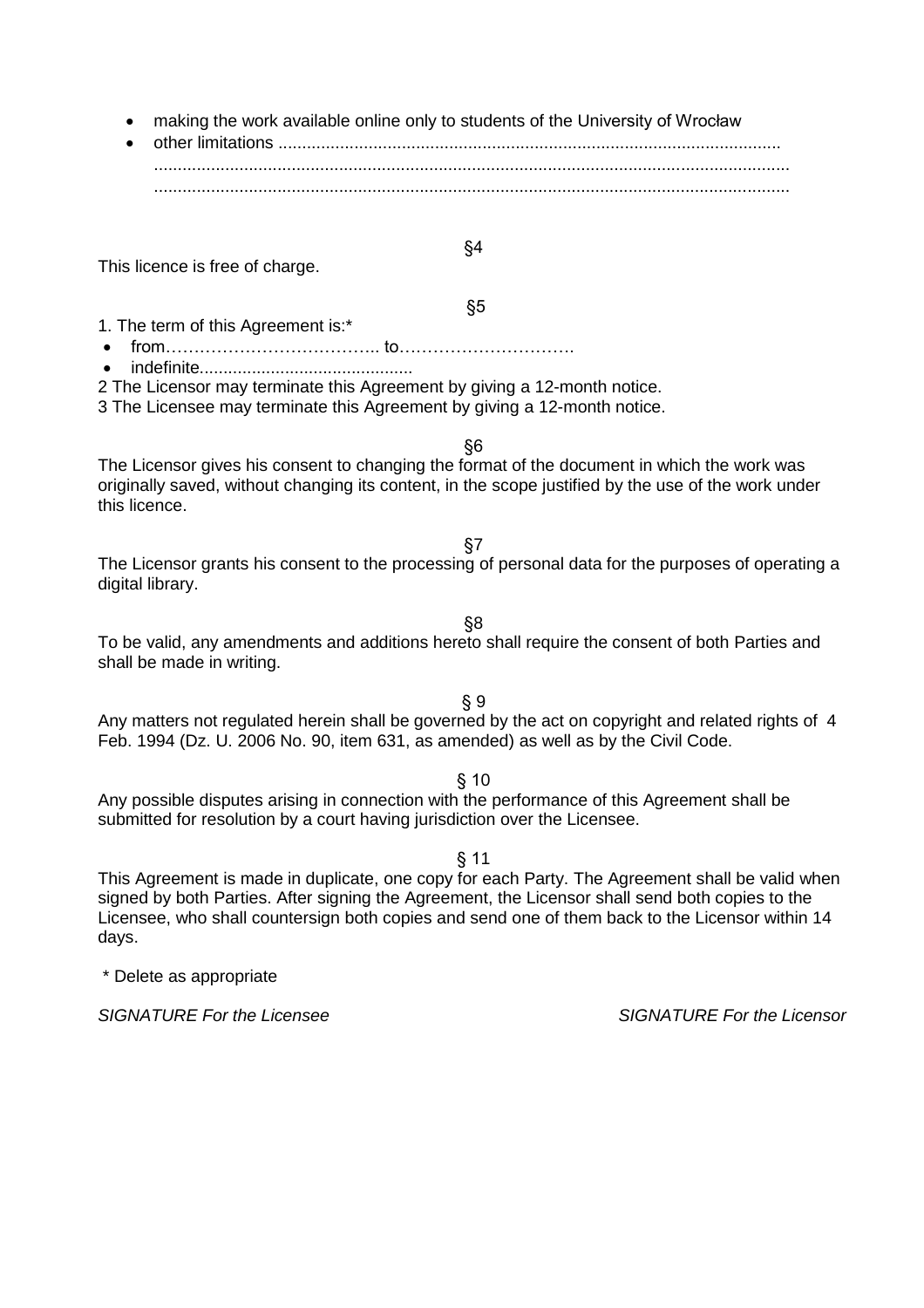- making the work available online only to students of the University of Wrocław
- other limitations ..........................................................................................................
  ......................................................................................................................................
  ......................................................................................................................................

§4

This licence is free of charge.

§5

1. The term of this Agreement is:*
- from……………………………….. to………………………….
- indefinite............................................

2 The Licensor may terminate this Agreement by giving a 12-month notice.
3 The Licensee may terminate this Agreement by giving a 12-month notice.

§6

The Licensor gives his consent to changing the format of the document in which the work was originally saved, without changing its content, in the scope justified by the use of the work under this licence.

§7

The Licensor grants his consent to the processing of personal data for the purposes of operating a digital library.

§8

To be valid, any amendments and additions hereto shall require the consent of both Parties and shall be made in writing.

§ 9

Any matters not regulated herein shall be governed by the act on copyright and related rights of 4 Feb. 1994 (Dz. U. 2006 No. 90, item 631, as amended) as well as by the Civil Code.

§ 10

Any possible disputes arising in connection with the performance of this Agreement shall be submitted for resolution by a court having jurisdiction over the Licensee.

§ 11

This Agreement is made in duplicate, one copy for each Party. The Agreement shall be valid when signed by both Parties. After signing the Agreement, the Licensor shall send both copies to the Licensee, who shall countersign both copies and send one of them back to the Licensor within 14 days.

\* Delete as appropriate

*SIGNATURE For the Licensee* *SIGNATURE For the Licensor*